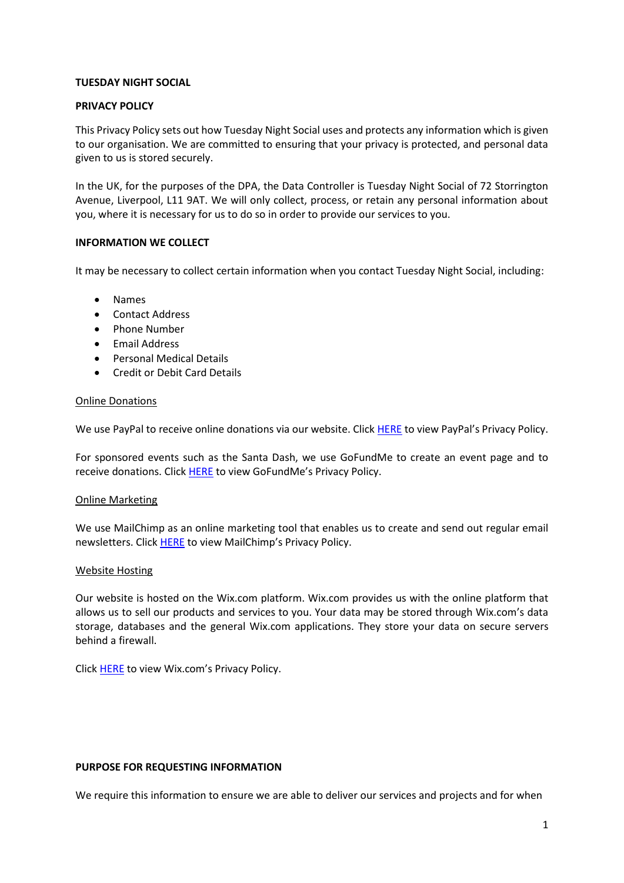**TUESDAY NIGHT SOCIAL**

**PRIVACY POLICY**

This Privacy Policy sets out how Tuesday Night Social uses and protects any information which is given to our organisation. We are committed to ensuring that your privacy is protected, and personal data given to us is stored securely.

In the UK, for the purposes of the DPA, the Data Controller is Tuesday Night Social of 72 Storrington Avenue, Liverpool, L11 9AT. We will only collect, process, or retain any personal information about you, where it is necessary for us to do so in order to provide our services to you.

**INFORMATION WE COLLECT**

It may be necessary to collect certain information when you contact Tuesday Night Social, including:

- Names
- Contact Address
- Phone Number
- Email Address
- Personal Medical Details
- Credit or Debit Card Details

Online Donations

We use PayPal to receive online donations via our website. Click HERE to view PayPal's Privacy Policy.

For sponsored events such as the Santa Dash, we use GoFundMe to create an event page and to receive donations. Click HERE to view GoFundMe's Privacy Policy.

Online Marketing

We use MailChimp as an online marketing tool that enables us to create and send out regular email newsletters. Click HERE to view MailChimp's Privacy Policy.

Website Hosting

Our website is hosted on the Wix.com platform. Wix.com provides us with the online platform that allows us to sell our products and services to you. Your data may be stored through Wix.com's data storage, databases and the general Wix.com applications. They store your data on secure servers behind a firewall.

Click HERE to view Wix.com's Privacy Policy.

**PURPOSE FOR REQUESTING INFORMATION**

We require this information to ensure we are able to deliver our services and projects and for when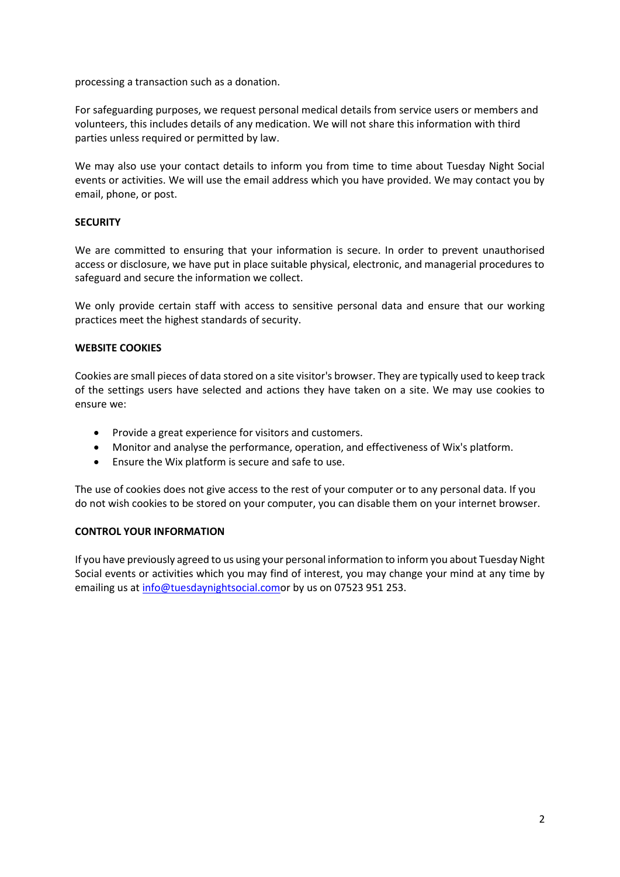processing a transaction such as a donation.

For safeguarding purposes, we request personal medical details from service users or members and volunteers, this includes details of any medication. We will not share this information with third parties unless required or permitted by law.

We may also use your contact details to inform you from time to time about Tuesday Night Social events or activities. We will use the email address which you have provided. We may contact you by email, phone, or post.

**SECURITY**

We are committed to ensuring that your information is secure. In order to prevent unauthorised access or disclosure, we have put in place suitable physical, electronic, and managerial procedures to safeguard and secure the information we collect.

We only provide certain staff with access to sensitive personal data and ensure that our working practices meet the highest standards of security.

**WEBSITE COOKIES**

Cookies are small pieces of data stored on a site visitor's browser. They are typically used to keep track of the settings users have selected and actions they have taken on a site. We may use cookies to ensure we:

- Provide a great experience for visitors and customers.
- Monitor and analyse the performance, operation, and effectiveness of Wix's platform.
- Ensure the Wix platform is secure and safe to use.

The use of cookies does not give access to the rest of your computer or to any personal data. If you do not wish cookies to be stored on your computer, you can disable them on your internet browser.

**CONTROL YOUR INFORMATION**

If you have previously agreed to us using your personal information to inform you about Tuesday Night Social events or activities which you may find of interest, you may change your mind at any time by emailing us at info@tuesdaynightsocial.comor by us on 07523 951 253.